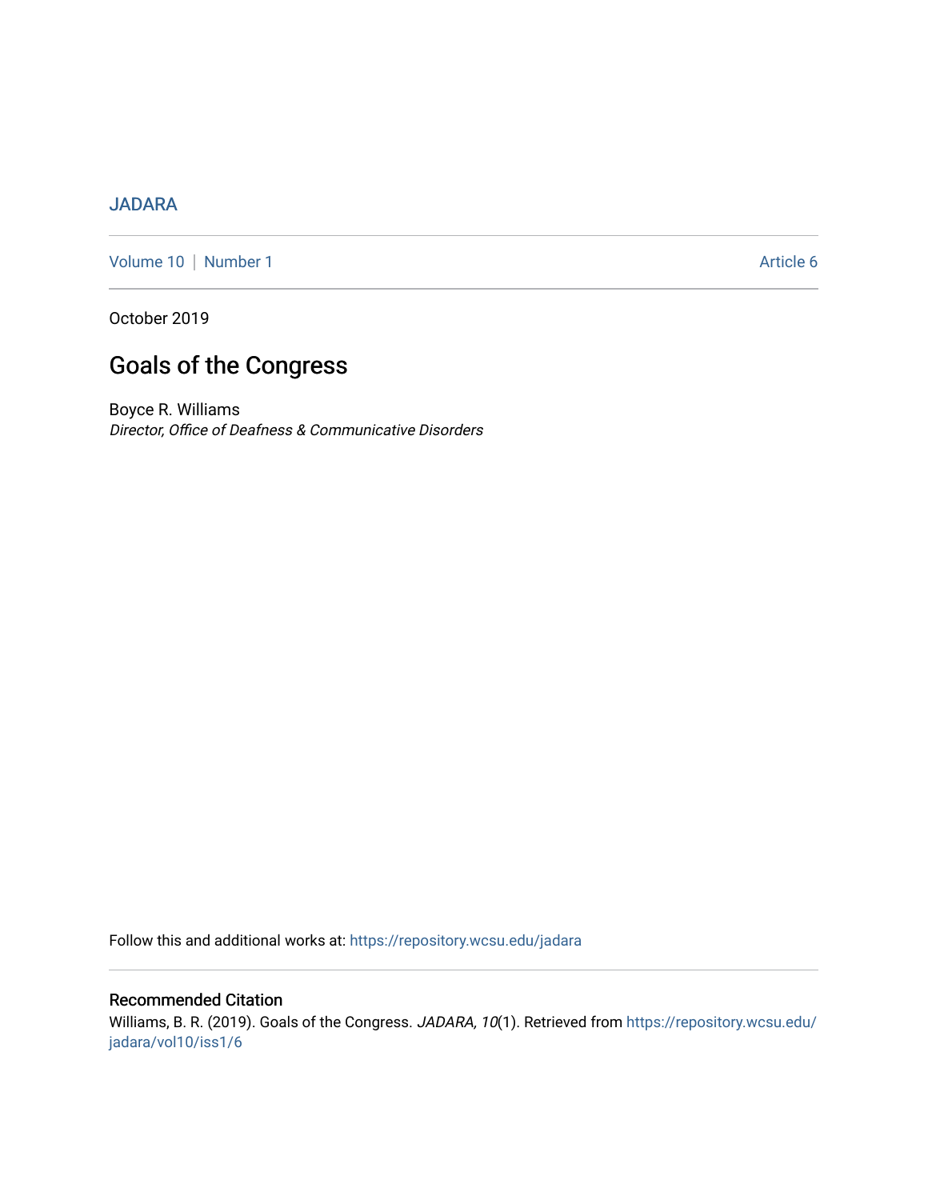JADARA

Volume 10 | Number 1 Article 6

October 2019

# Goals of the Congress

Boyce R. Williams
*Director, Office of Deafness & Communicative Disorders*

Follow this and additional works at: https://repository.wcsu.edu/jadara

## Recommended Citation

Williams, B. R. (2019). Goals of the Congress. *JADARA, 10*(1). Retrieved from https://repository.wcsu.edu/jadara/vol10/iss1/6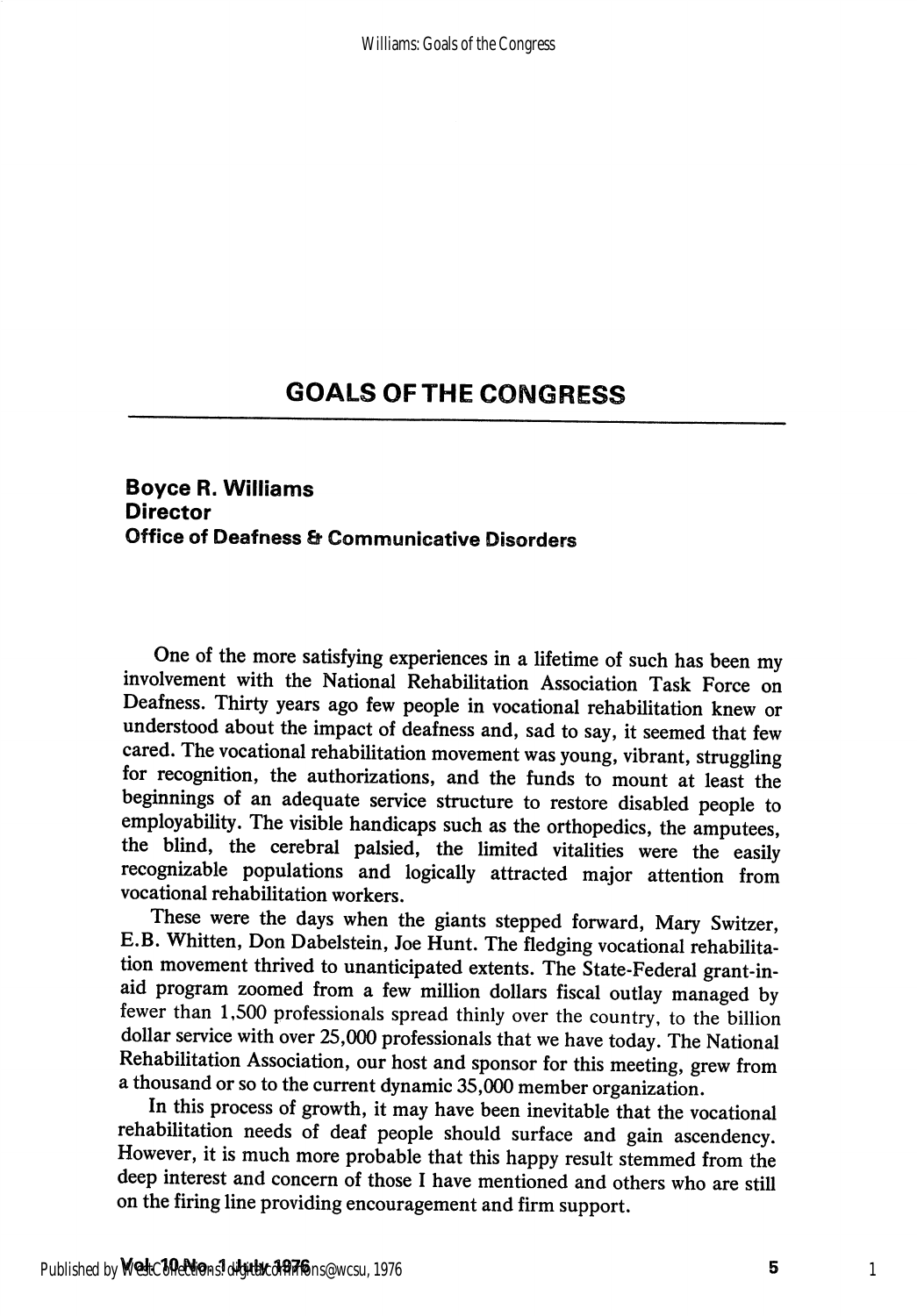# GOALS OF THE CONGRESS

**Boyce R. Williams**
**Director**
**Office of Deafness & Communicative Disorders**

One of the more satisfying experiences in a lifetime of such has been my involvement with the National Rehabilitation Association Task Force on Deafness. Thirty years ago few people in vocational rehabilitation knew or understood about the impact of deafness and, sad to say, it seemed that few cared. The vocational rehabilitation movement was young, vibrant, struggling for recognition, the authorizations, and the funds to mount at least the beginnings of an adequate service structure to restore disabled people to employability. The visible handicaps such as the orthopedics, the amputees, the blind, the cerebral palsied, the limited vitalities were the easily recognizable populations and logically attracted major attention from vocational rehabilitation workers.

These were the days when the giants stepped forward, Mary Switzer, E.B. Whitten, Don Dabelstein, Joe Hunt. The fledging vocational rehabilitation movement thrived to unanticipated extents. The State-Federal grant-in-aid program zoomed from a few million dollars fiscal outlay managed by fewer than 1,500 professionals spread thinly over the country, to the billion dollar service with over 25,000 professionals that we have today. The National Rehabilitation Association, our host and sponsor for this meeting, grew from a thousand or so to the current dynamic 35,000 member organization.

In this process of growth, it may have been inevitable that the vocational rehabilitation needs of deaf people should surface and gain ascendency. However, it is much more probable that this happy result stemmed from the deep interest and concern of those I have mentioned and others who are still on the firing line providing encouragement and firm support.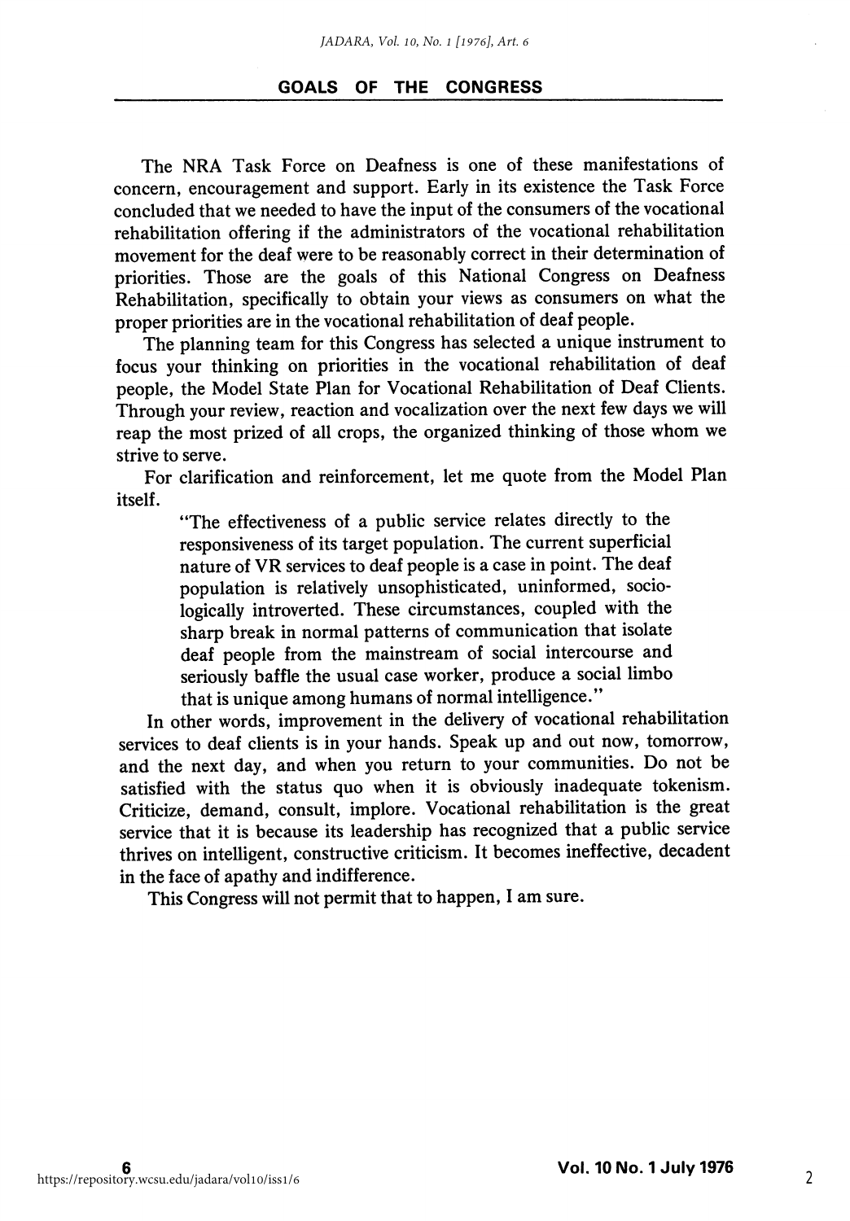## GOALS OF THE CONGRESS

The NRA Task Force on Deafness is one of these manifestations of concern, encouragement and support. Early in its existence the Task Force concluded that we needed to have the input of the consumers of the vocational rehabilitation offering if the administrators of the vocational rehabilitation movement for the deaf were to be reasonably correct in their determination of priorities. Those are the goals of this National Congress on Deafness Rehabilitation, specifically to obtain your views as consumers on what the proper priorities are in the vocational rehabilitation of deaf people.

The planning team for this Congress has selected a unique instrument to focus your thinking on priorities in the vocational rehabilitation of deaf people, the Model State Plan for Vocational Rehabilitation of Deaf Clients. Through your review, reaction and vocalization over the next few days we will reap the most prized of all crops, the organized thinking of those whom we strive to serve.

For clarification and reinforcement, let me quote from the Model Plan itself.

> "The effectiveness of a public service relates directly to the responsiveness of its target population. The current superficial nature of VR services to deaf people is a case in point. The deaf population is relatively unsophisticated, uninformed, sociologically introverted. These circumstances, coupled with the sharp break in normal patterns of communication that isolate deaf people from the mainstream of social intercourse and seriously baffle the usual case worker, produce a social limbo that is unique among humans of normal intelligence."

In other words, improvement in the delivery of vocational rehabilitation services to deaf clients is in your hands. Speak up and out now, tomorrow, and the next day, and when you return to your communities. Do not be satisfied with the status quo when it is obviously inadequate tokenism. Criticize, demand, consult, implore. Vocational rehabilitation is the great service that it is because its leadership has recognized that a public service thrives on intelligent, constructive criticism. It becomes ineffective, decadent in the face of apathy and indifference.

This Congress will not permit that to happen, I am sure.